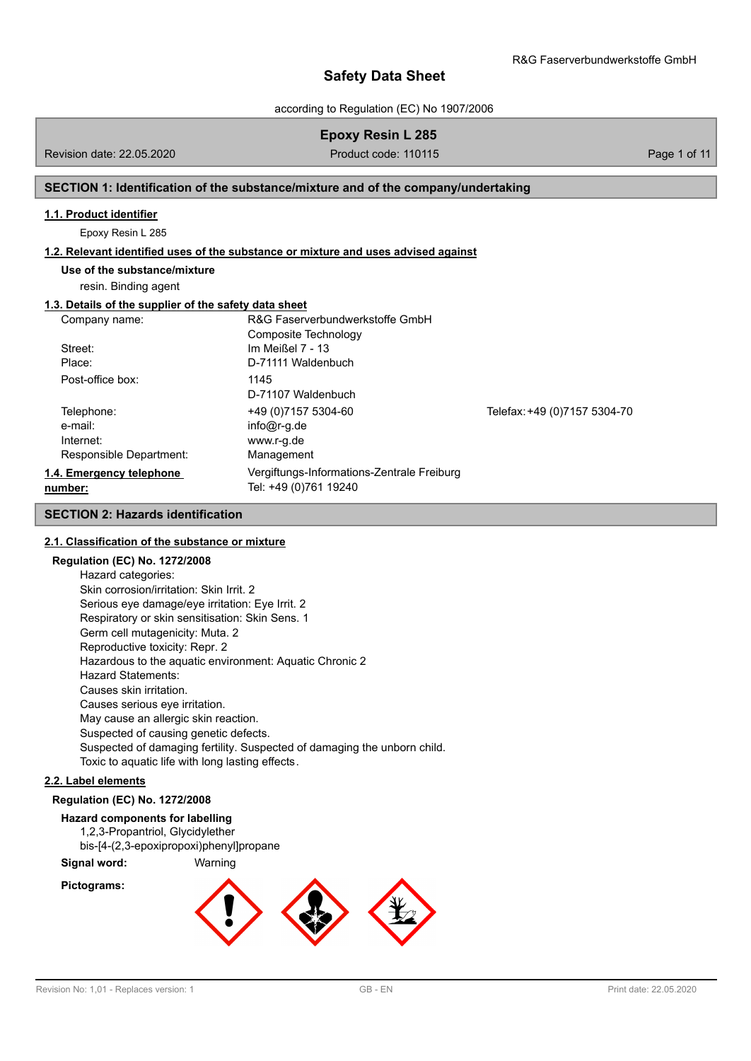# Safety Data Sheet

according to Regulation (EC) No 1907/2006

## Epoxy Resin L 285

Revision date: 22.05.2020 | Product code: 110115

## SECTION 1: Identification of the substance/mixture and of the company/undertaking

### 1.1. Product identifier

Epoxy Resin L 285

### 1.2. Relevant identified uses of the substance or mixture and uses advised against

**Use of the substance/mixture**

resin. Binding agent

### 1.3. Details of the supplier of the safety data sheet

| | | |
|---|---|---|
| Company name: | R&G Faserverbundwerkstoffe GmbH Composite Technology | |
| Street: | Im Meißel 7 - 13 | |
| Place: | D-71111 Waldenbuch | |
| Post-office box: | 1145 D-71107 Waldenbuch | |
| Telephone: | +49 (0)7157 5304-60 | Telefax: +49 (0)7157 5304-70 |
| e-mail: | info@r-g.de | |
| Internet: | www.r-g.de | |
| Responsible Department: | Management | |

### 1.4. Emergency telephone number:

Vergiftungs-Informations-Zentrale Freiburg
Tel: +49 (0)761 19240

## SECTION 2: Hazards identification

### 2.1. Classification of the substance or mixture

**Regulation (EC) No. 1272/2008**

Hazard categories:
Skin corrosion/irritation: Skin Irrit. 2
Serious eye damage/eye irritation: Eye Irrit. 2
Respiratory or skin sensitisation: Skin Sens. 1
Germ cell mutagenicity: Muta. 2
Reproductive toxicity: Repr. 2
Hazardous to the aquatic environment: Aquatic Chronic 2
Hazard Statements:
Causes skin irritation.
Causes serious eye irritation.
May cause an allergic skin reaction.
Suspected of causing genetic defects.
Suspected of damaging fertility. Suspected of damaging the unborn child.
Toxic to aquatic life with long lasting effects.

### 2.2. Label elements

**Regulation (EC) No. 1272/2008**

**Hazard components for labelling**

1,2,3-Propantriol, Glycidylether
bis-[4-(2,3-epoxipropoxi)phenyl]propane

**Signal word:** Warning

**Pictograms:**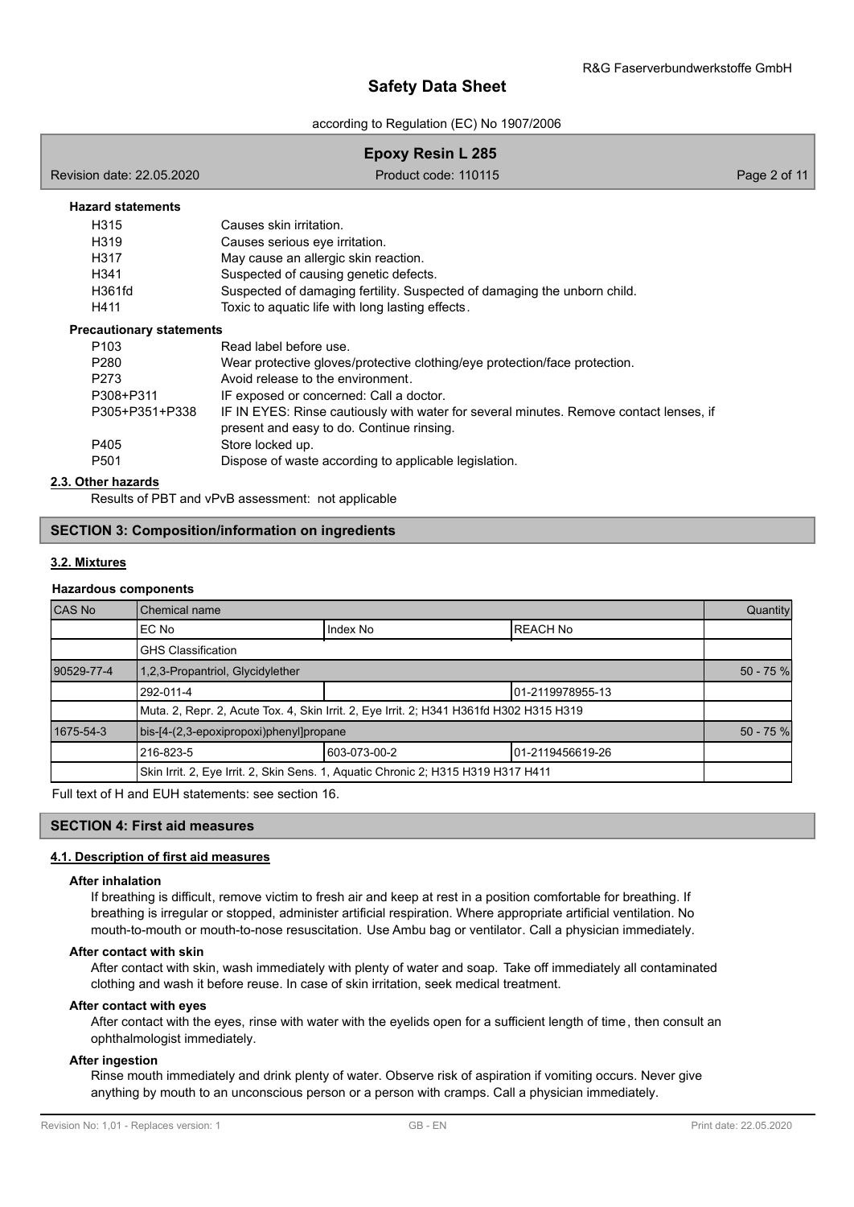**Hazard statements**

| | |
|---|---|
| H315 | Causes skin irritation. |
| H319 | Causes serious eye irritation. |
| H317 | May cause an allergic skin reaction. |
| H341 | Suspected of causing genetic defects. |
| H361fd | Suspected of damaging fertility. Suspected of damaging the unborn child. |
| H411 | Toxic to aquatic life with long lasting effects. |

**Precautionary statements**

| | |
|---|---|
| P103 | Read label before use. |
| P280 | Wear protective gloves/protective clothing/eye protection/face protection. |
| P273 | Avoid release to the environment. |
| P308+P311 | IF exposed or concerned: Call a doctor. |
| P305+P351+P338 | IF IN EYES: Rinse cautiously with water for several minutes. Remove contact lenses, if present and easy to do. Continue rinsing. |
| P405 | Store locked up. |
| P501 | Dispose of waste according to applicable legislation. |

### 2.3. Other hazards

Results of PBT and vPvB assessment: not applicable

## SECTION 3: Composition/information on ingredients

### 3.2. Mixtures

**Hazardous components**

| CAS No | Chemical name | | | Quantity |
|---|---|---|---|---|
| | EC No | Index No | REACH No | |
| | GHS Classification | | | |
| 90529-77-4 | 1,2,3-Propantriol, Glycidylether | | | 50 - 75 % |
| | 292-011-4 | | 01-2119978955-13 | |
| | Muta. 2, Repr. 2, Acute Tox. 4, Skin Irrit. 2, Eye Irrit. 2; H341 H361fd H302 H315 H319 | | | |
| 1675-54-3 | bis-[4-(2,3-epoxipropoxi)phenyl]propane | | | 50 - 75 % |
| | 216-823-5 | 603-073-00-2 | 01-2119456619-26 | |
| | Skin Irrit. 2, Eye Irrit. 2, Skin Sens. 1, Aquatic Chronic 2; H315 H319 H317 H411 | | | |

Full text of H and EUH statements: see section 16.

## SECTION 4: First aid measures

### 4.1. Description of first aid measures

**After inhalation**

If breathing is difficult, remove victim to fresh air and keep at rest in a position comfortable for breathing. If breathing is irregular or stopped, administer artificial respiration. Where appropriate artificial ventilation. No mouth-to-mouth or mouth-to-nose resuscitation. Use Ambu bag or ventilator. Call a physician immediately.

**After contact with skin**

After contact with skin, wash immediately with plenty of water and soap. Take off immediately all contaminated clothing and wash it before reuse. In case of skin irritation, seek medical treatment.

**After contact with eyes**

After contact with the eyes, rinse with water with the eyelids open for a sufficient length of time, then consult an ophthalmologist immediately.

**After ingestion**

Rinse mouth immediately and drink plenty of water. Observe risk of aspiration if vomiting occurs. Never give anything by mouth to an unconscious person or a person with cramps. Call a physician immediately.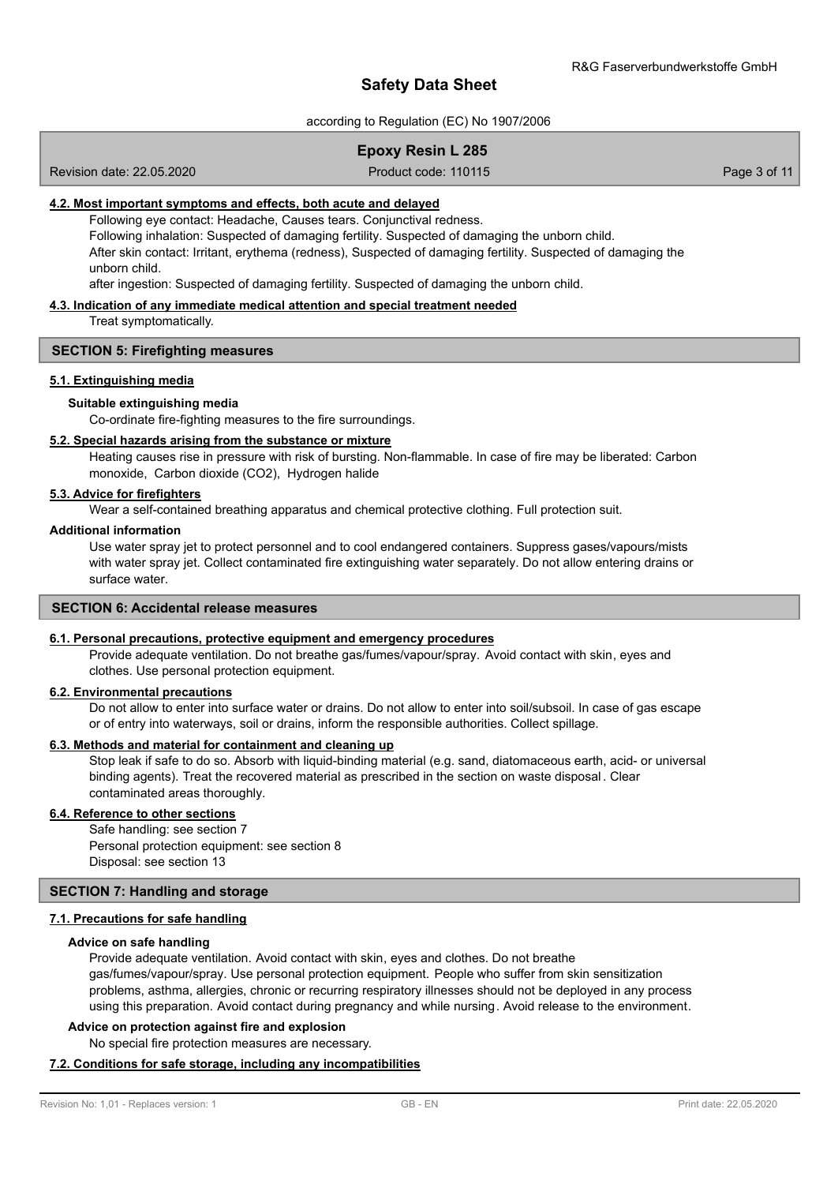#### 4.2. Most important symptoms and effects, both acute and delayed

Following eye contact: Headache, Causes tears. Conjunctival redness.
Following inhalation: Suspected of damaging fertility. Suspected of damaging the unborn child.
After skin contact: Irritant, erythema (redness), Suspected of damaging fertility. Suspected of damaging the unborn child.
after ingestion: Suspected of damaging fertility. Suspected of damaging the unborn child.

#### 4.3. Indication of any immediate medical attention and special treatment needed

Treat symptomatically.

## SECTION 5: Firefighting measures

#### 5.1. Extinguishing media

**Suitable extinguishing media**

Co-ordinate fire-fighting measures to the fire surroundings.

#### 5.2. Special hazards arising from the substance or mixture

Heating causes rise in pressure with risk of bursting. Non-flammable. In case of fire may be liberated: Carbon monoxide, Carbon dioxide ($CO_2$), Hydrogen halide

#### 5.3. Advice for firefighters

Wear a self-contained breathing apparatus and chemical protective clothing. Full protection suit.

**Additional information**

Use water spray jet to protect personnel and to cool endangered containers. Suppress gases/vapours/mists with water spray jet. Collect contaminated fire extinguishing water separately. Do not allow entering drains or surface water.

## SECTION 6: Accidental release measures

#### 6.1. Personal precautions, protective equipment and emergency procedures

Provide adequate ventilation. Do not breathe gas/fumes/vapour/spray. Avoid contact with skin, eyes and clothes. Use personal protection equipment.

#### 6.2. Environmental precautions

Do not allow to enter into surface water or drains. Do not allow to enter into soil/subsoil. In case of gas escape or of entry into waterways, soil or drains, inform the responsible authorities. Collect spillage.

#### 6.3. Methods and material for containment and cleaning up

Stop leak if safe to do so. Absorb with liquid-binding material (e.g. sand, diatomaceous earth, acid- or universal binding agents). Treat the recovered material as prescribed in the section on waste disposal. Clear contaminated areas thoroughly.

#### 6.4. Reference to other sections

Safe handling: see section 7
Personal protection equipment: see section 8
Disposal: see section 13

## SECTION 7: Handling and storage

#### 7.1. Precautions for safe handling

**Advice on safe handling**

Provide adequate ventilation. Avoid contact with skin, eyes and clothes. Do not breathe gas/fumes/vapour/spray. Use personal protection equipment. People who suffer from skin sensitization problems, asthma, allergies, chronic or recurring respiratory illnesses should not be deployed in any process using this preparation. Avoid contact during pregnancy and while nursing. Avoid release to the environment.

**Advice on protection against fire and explosion**

No special fire protection measures are necessary.

#### 7.2. Conditions for safe storage, including any incompatibilities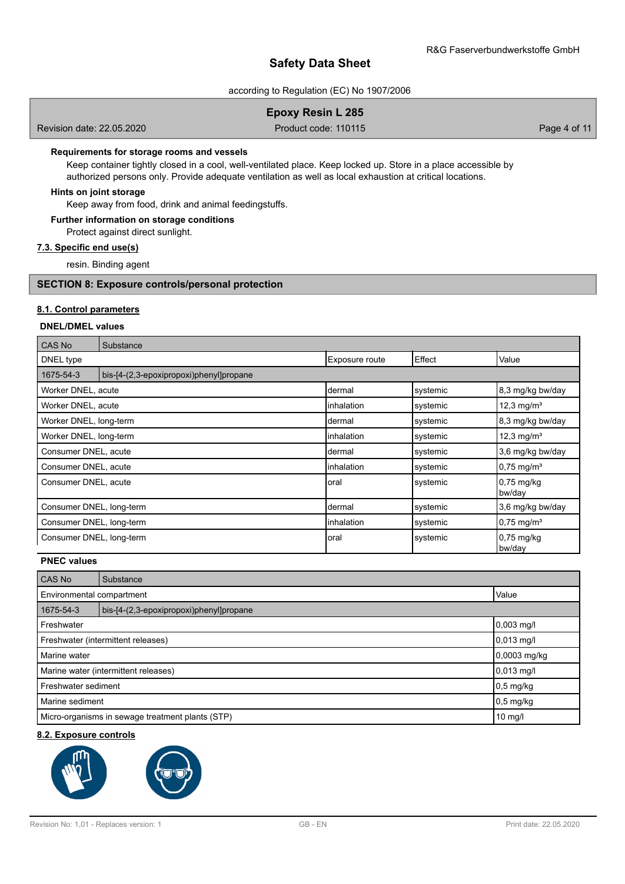**Requirements for storage rooms and vessels**

Keep container tightly closed in a cool, well-ventilated place. Keep locked up. Store in a place accessible by authorized persons only. Provide adequate ventilation as well as local exhaustion at critical locations.

**Hints on joint storage**

Keep away from food, drink and animal feedingstuffs.

**Further information on storage conditions**

Protect against direct sunlight.

**7.3. Specific end use(s)**

resin. Binding agent

## SECTION 8: Exposure controls/personal protection

**8.1. Control parameters**

**DNEL/DMEL values**

| CAS No | Substance | | | |
|---|---|---|---|---|
| DNEL type | | Exposure route | Effect | Value |
| 1675-54-3 | bis-[4-(2,3-epoxipropoxi)phenyl]propane | | | |
| Worker DNEL, acute | | dermal | systemic | 8,3 mg/kg bw/day |
| Worker DNEL, acute | | inhalation | systemic | 12,3 mg/m³ |
| Worker DNEL, long-term | | dermal | systemic | 8,3 mg/kg bw/day |
| Worker DNEL, long-term | | inhalation | systemic | 12,3 mg/m³ |
| Consumer DNEL, acute | | dermal | systemic | 3,6 mg/kg bw/day |
| Consumer DNEL, acute | | inhalation | systemic | 0,75 mg/m³ |
| Consumer DNEL, acute | | oral | systemic | 0,75 mg/kg bw/day |
| Consumer DNEL, long-term | | dermal | systemic | 3,6 mg/kg bw/day |
| Consumer DNEL, long-term | | inhalation | systemic | 0,75 mg/m³ |
| Consumer DNEL, long-term | | oral | systemic | 0,75 mg/kg bw/day |

**PNEC values**

| CAS No | Substance | |
|---|---|---|
| Environmental compartment | | Value |
| 1675-54-3 | bis-[4-(2,3-epoxipropoxi)phenyl]propane | |
| Freshwater | | 0,003 mg/l |
| Freshwater (intermittent releases) | | 0,013 mg/l |
| Marine water | | 0,0003 mg/kg |
| Marine water (intermittent releases) | | 0,013 mg/l |
| Freshwater sediment | | 0,5 mg/kg |
| Marine sediment | | 0,5 mg/kg |
| Micro-organisms in sewage treatment plants (STP) | | 10 mg/l |

**8.2. Exposure controls**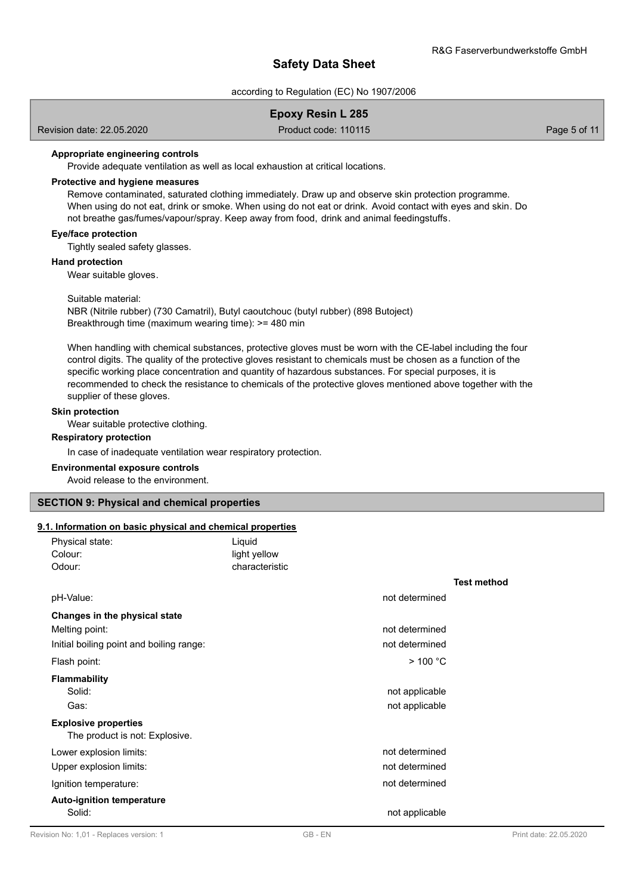**Appropriate engineering controls**

Provide adequate ventilation as well as local exhaustion at critical locations.

**Protective and hygiene measures**

Remove contaminated, saturated clothing immediately. Draw up and observe skin protection programme. When using do not eat, drink or smoke. When using do not eat or drink. Avoid contact with eyes and skin. Do not breathe gas/fumes/vapour/spray. Keep away from food, drink and animal feedingstuffs.

**Eye/face protection**

Tightly sealed safety glasses.

**Hand protection**

Wear suitable gloves.

Suitable material:
NBR (Nitrile rubber) (730 Camatril), Butyl caoutchouc (butyl rubber) (898 Butoject)
Breakthrough time (maximum wearing time): >= 480 min

When handling with chemical substances, protective gloves must be worn with the CE-label including the four control digits. The quality of the protective gloves resistant to chemicals must be chosen as a function of the specific working place concentration and quantity of hazardous substances. For special purposes, it is recommended to check the resistance to chemicals of the protective gloves mentioned above together with the supplier of these gloves.

**Skin protection**

Wear suitable protective clothing.

**Respiratory protection**

In case of inadequate ventilation wear respiratory protection.

**Environmental exposure controls**

Avoid release to the environment.

## SECTION 9: Physical and chemical properties

### 9.1. Information on basic physical and chemical properties

| | | |
|---|---|---|
| Physical state: | Liquid | |
| Colour: | light yellow | |
| Odour: | characteristic | |
| | | **Test method** |
| pH-Value: | not determined | |
| **Changes in the physical state** | | |
| Melting point: | not determined | |
| Initial boiling point and boiling range: | not determined | |
| Flash point: | > 100 °C | |
| **Flammability** | | |
| Solid: | not applicable | |
| Gas: | not applicable | |
| **Explosive properties** | | |
| The product is not: Explosive. | | |
| Lower explosion limits: | not determined | |
| Upper explosion limits: | not determined | |
| Ignition temperature: | not determined | |
| **Auto-ignition temperature** | | |
| Solid: | not applicable | |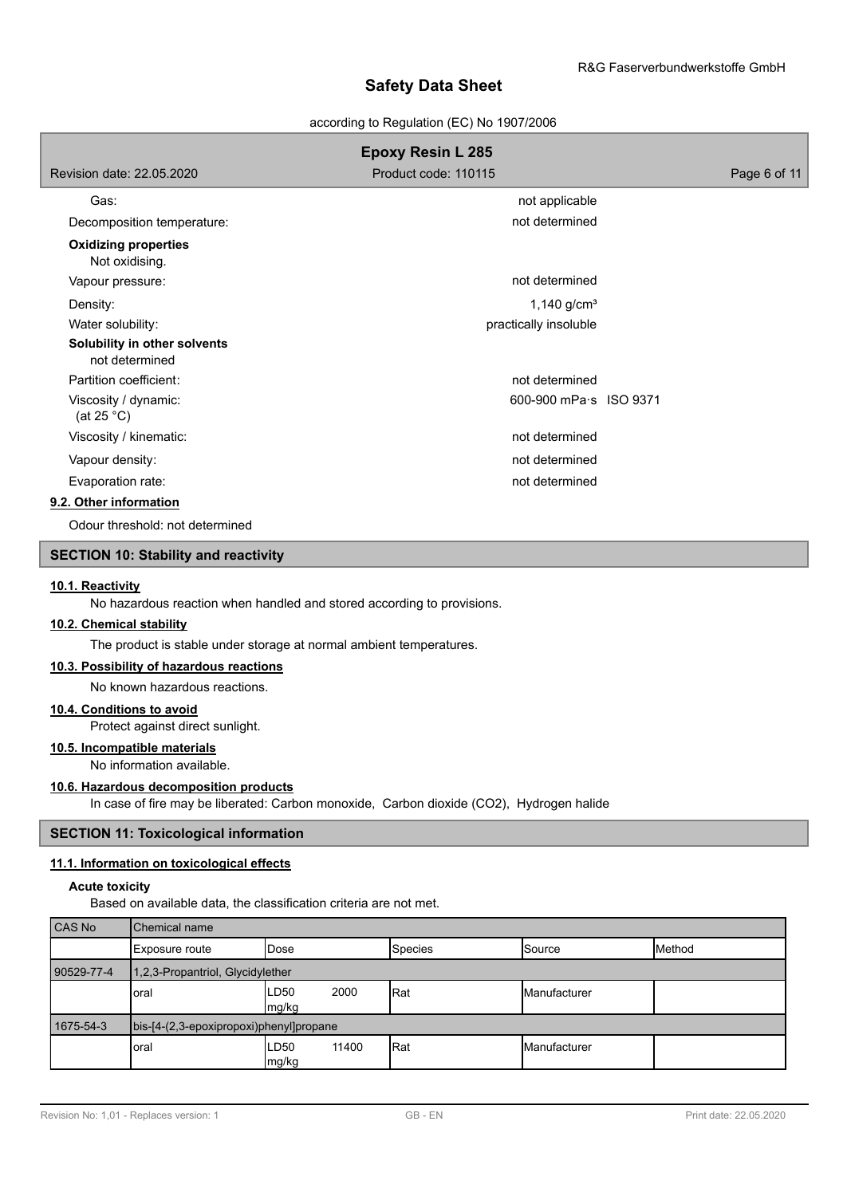| | |
|---|---|
| Gas: | not applicable |
| Decomposition temperature: | not determined |

**Oxidizing properties**
Not oxidising.

| | |
|---|---|
| Vapour pressure: | not determined |
| Density: | 1,140 g/cm³ |
| Water solubility: | practically insoluble |

**Solubility in other solvents**
not determined

| | | |
|---|---|---|
| Partition coefficient: | not determined | |
| Viscosity / dynamic: (at 25 °C) | 600-900 mPa·s | ISO 9371 |
| Viscosity / kinematic: | not determined | |
| Vapour density: | not determined | |
| Evaporation rate: | not determined | |

### 9.2. Other information

Odour threshold: not determined

## SECTION 10: Stability and reactivity

### 10.1. Reactivity

No hazardous reaction when handled and stored according to provisions.

### 10.2. Chemical stability

The product is stable under storage at normal ambient temperatures.

### 10.3. Possibility of hazardous reactions

No known hazardous reactions.

### 10.4. Conditions to avoid

Protect against direct sunlight.

### 10.5. Incompatible materials

No information available.

### 10.6. Hazardous decomposition products

In case of fire may be liberated: Carbon monoxide, Carbon dioxide ($CO_2$), Hydrogen halide

## SECTION 11: Toxicological information

### 11.1. Information on toxicological effects

**Acute toxicity**

Based on available data, the classification criteria are not met.

| CAS No | Chemical name | | | | |
|---|---|---|---|---|---|
| | Exposure route | Dose | Species | Source | Method |
| 90529-77-4 | 1,2,3-Propantriol, Glycidylether | | | | |
| | oral | LD50 2000 mg/kg | Rat | Manufacturer | |
| 1675-54-3 | bis-[4-(2,3-epoxipropoxi)phenyl]propane | | | | |
| | oral | LD50 11400 mg/kg | Rat | Manufacturer | |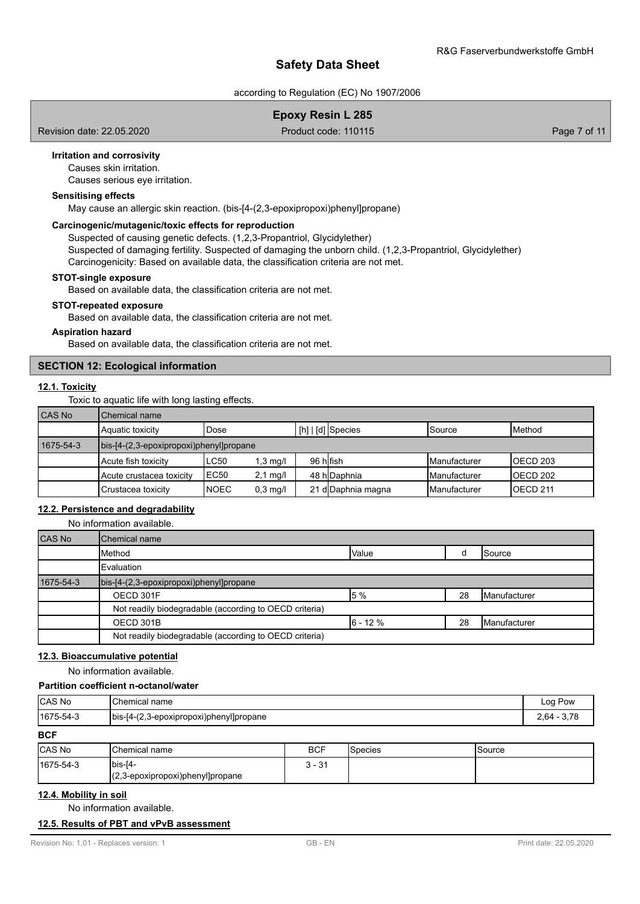**Irritation and corrosivity**

Causes skin irritation.
Causes serious eye irritation.

**Sensitising effects**

May cause an allergic skin reaction. (bis-[4-(2,3-epoxipropoxi)phenyl]propane)

**Carcinogenic/mutagenic/toxic effects for reproduction**

Suspected of causing genetic defects. (1,2,3-Propantriol, Glycidylether)
Suspected of damaging fertility. Suspected of damaging the unborn child. (1,2,3-Propantriol, Glycidylether)
Carcinogenicity: Based on available data, the classification criteria are not met.

**STOT-single exposure**

Based on available data, the classification criteria are not met.

**STOT-repeated exposure**

Based on available data, the classification criteria are not met.

**Aspiration hazard**

Based on available data, the classification criteria are not met.

## SECTION 12: Ecological information

### 12.1. Toxicity

Toxic to aquatic life with long lasting effects.

| CAS No | Chemical name | | | | | | |
|---|---|---|---|---|---|---|---|
| | Aquatic toxicity | Dose | | [h] \| [d] | Species | Source | Method |
| 1675-54-3 | bis-[4-(2,3-epoxipropoxi)phenyl]propane | | | | | | |
| | Acute fish toxicity | LC50 | 1,3 mg/l | 96 h | fish | Manufacturer | OECD 203 |
| | Acute crustacea toxicity | EC50 | 2,1 mg/l | 48 h | Daphnia | Manufacturer | OECD 202 |
| | Crustacea toxicity | NOEC | 0,3 mg/l | 21 d | Daphnia magna | Manufacturer | OECD 211 |

### 12.2. Persistence and degradability

No information available.

| CAS No | Chemical name | | | |
|---|---|---|---|---|
| | Method | Value | d | Source |
| | Evaluation | | | |
| 1675-54-3 | bis-[4-(2,3-epoxipropoxi)phenyl]propane | | | |
| | OECD 301F | 5 % | 28 | Manufacturer |
| | Not readily biodegradable (according to OECD criteria) | | | |
| | OECD 301B | 6 - 12 % | 28 | Manufacturer |
| | Not readily biodegradable (according to OECD criteria) | | | |

### 12.3. Bioaccumulative potential

No information available.

**Partition coefficient n-octanol/water**

| CAS No | Chemical name | Log Pow |
|---|---|---|
| 1675-54-3 | bis-[4-(2,3-epoxipropoxi)phenyl]propane | 2,64 - 3,78 |

**BCF**

| CAS No | Chemical name | BCF | Species | Source |
|---|---|---|---|---|
| 1675-54-3 | bis-[4-(2,3-epoxipropoxi)phenyl]propane | 3 - 31 | | |

### 12.4. Mobility in soil

No information available.

### 12.5. Results of PBT and vPvB assessment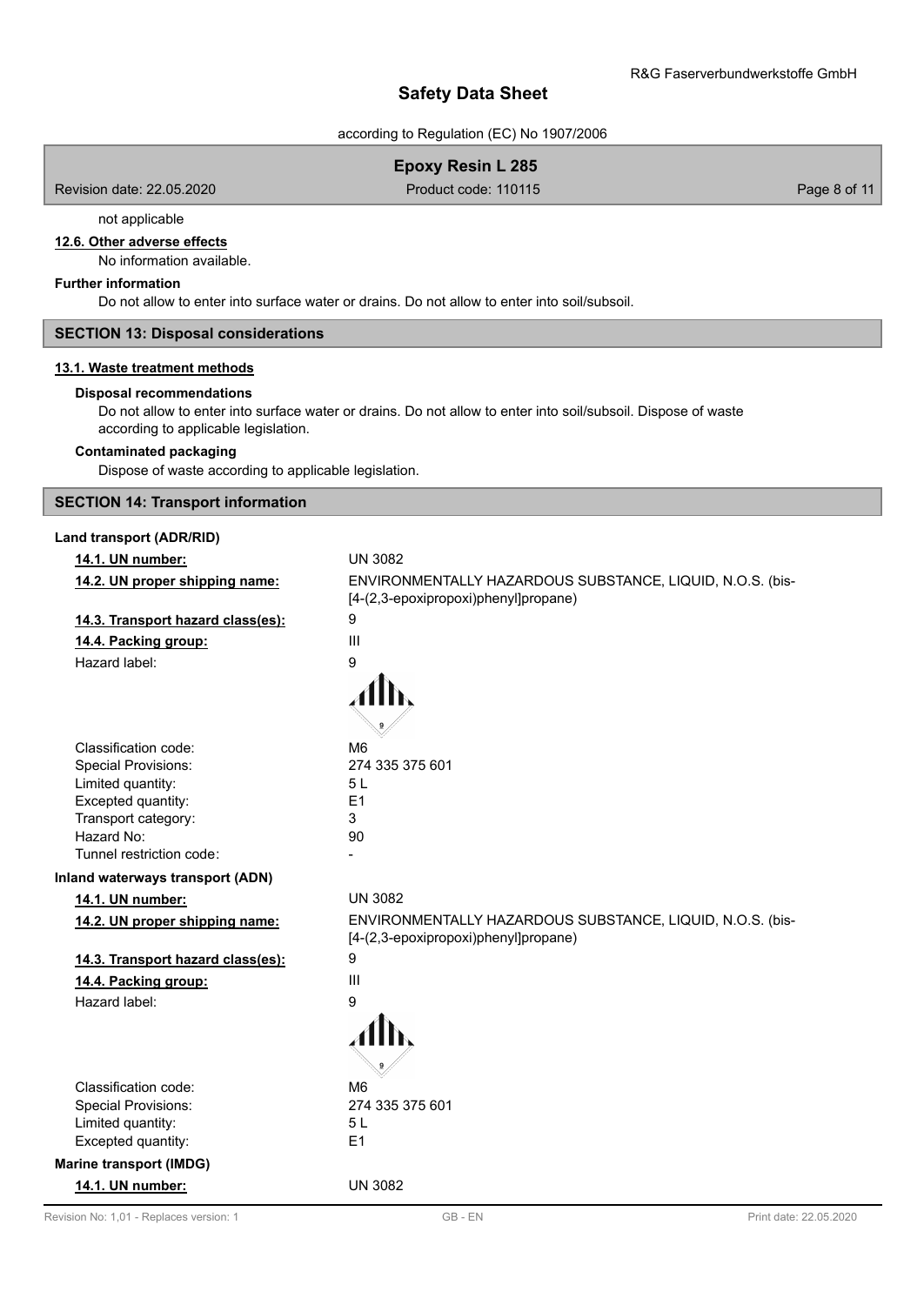not applicable

**12.6. Other adverse effects**

No information available.

**Further information**

Do not allow to enter into surface water or drains. Do not allow to enter into soil/subsoil.

## SECTION 13: Disposal considerations

**13.1. Waste treatment methods**

**Disposal recommendations**

Do not allow to enter into surface water or drains. Do not allow to enter into soil/subsoil. Dispose of waste according to applicable legislation.

**Contaminated packaging**

Dispose of waste according to applicable legislation.

## SECTION 14: Transport information

**Land transport (ADR/RID)**

| | |
|---|---|
| **14.1. UN number:** | UN 3082 |
| **14.2. UN proper shipping name:** | ENVIRONMENTALLY HAZARDOUS SUBSTANCE, LIQUID, N.O.S. (bis-[4-(2,3-epoxipropoxi)phenyl]propane) |
| **14.3. Transport hazard class(es):** | 9 |
| **14.4. Packing group:** | III |
| Hazard label: | 9 |
| Classification code: | M6 |
| Special Provisions: | 274 335 375 601 |
| Limited quantity: | 5 L |
| Excepted quantity: | E1 |
| Transport category: | 3 |
| Hazard No: | 90 |
| Tunnel restriction code: | - |

**Inland waterways transport (ADN)**

| | |
|---|---|
| **14.1. UN number:** | UN 3082 |
| **14.2. UN proper shipping name:** | ENVIRONMENTALLY HAZARDOUS SUBSTANCE, LIQUID, N.O.S. (bis-[4-(2,3-epoxipropoxi)phenyl]propane) |
| **14.3. Transport hazard class(es):** | 9 |
| **14.4. Packing group:** | III |
| Hazard label: | 9 |
| Classification code: | M6 |
| Special Provisions: | 274 335 375 601 |
| Limited quantity: | 5 L |
| Excepted quantity: | E1 |

**Marine transport (IMDG)**

| | |
|---|---|
| **14.1. UN number:** | UN 3082 |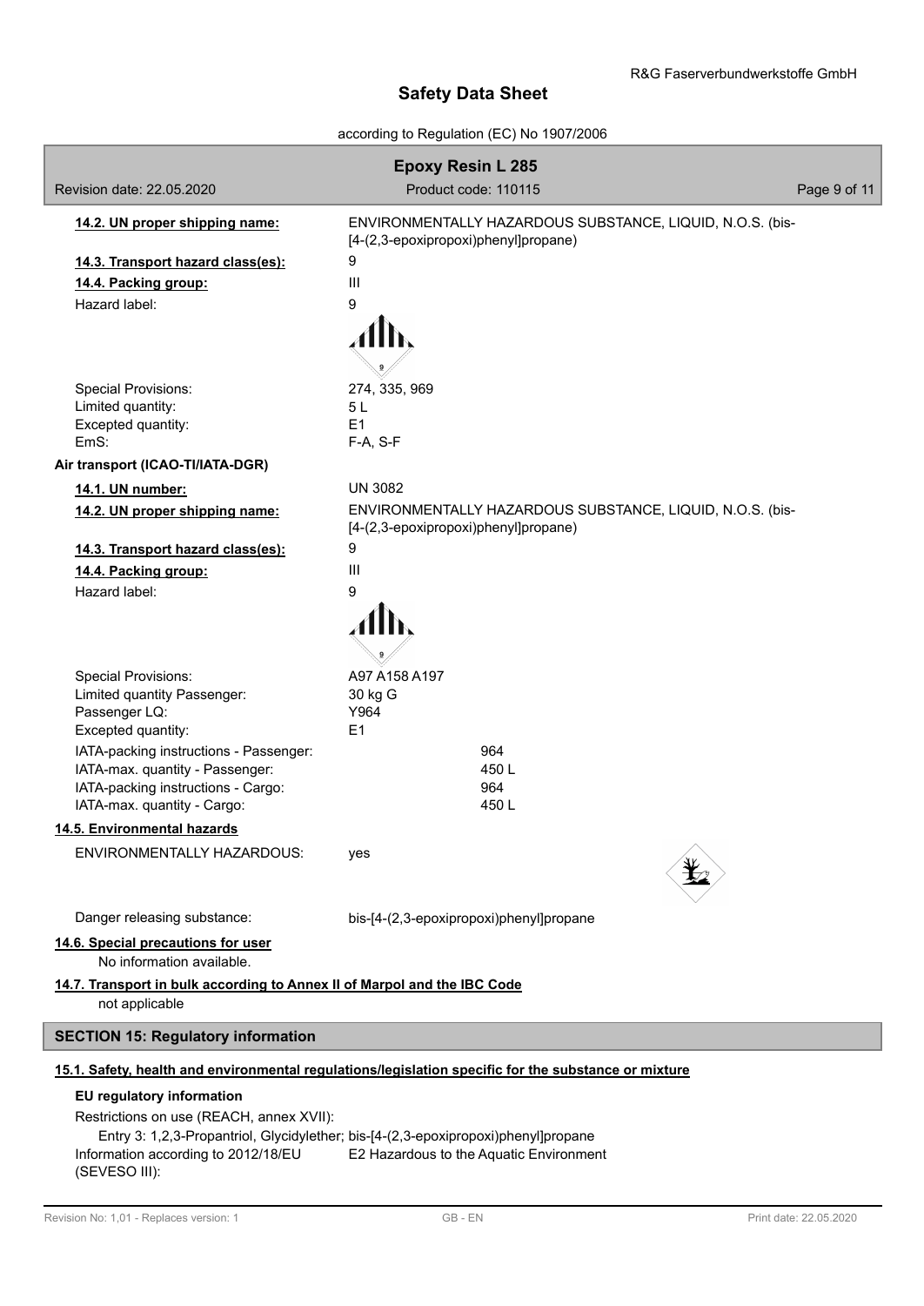**14.2. UN proper shipping name:** ENVIRONMENTALLY HAZARDOUS SUBSTANCE, LIQUID, N.O.S. (bis-[4-(2,3-epoxipropoxi)phenyl]propane)

**14.3. Transport hazard class(es):** 9

**14.4. Packing group:** III

Hazard label: 9

Special Provisions: 274, 335, 969
Limited quantity: 5 L
Excepted quantity: E1
EmS: F-A, S-F

**Air transport (ICAO-TI/IATA-DGR)**

**14.1. UN number:** UN 3082

**14.2. UN proper shipping name:** ENVIRONMENTALLY HAZARDOUS SUBSTANCE, LIQUID, N.O.S. (bis-[4-(2,3-epoxipropoxi)phenyl]propane)

**14.3. Transport hazard class(es):** 9

**14.4. Packing group:** III

Hazard label: 9

Special Provisions: A97 A158 A197
Limited quantity Passenger: 30 kg G
Passenger LQ: Y964
Excepted quantity: E1

IATA-packing instructions - Passenger: 964
IATA-max. quantity - Passenger: 450 L
IATA-packing instructions - Cargo: 964
IATA-max. quantity - Cargo: 450 L

**14.5. Environmental hazards**

ENVIRONMENTALLY HAZARDOUS: yes

Danger releasing substance: bis-[4-(2,3-epoxipropoxi)phenyl]propane

**14.6. Special precautions for user**

No information available.

**14.7. Transport in bulk according to Annex II of Marpol and the IBC Code**

not applicable

## SECTION 15: Regulatory information

**15.1. Safety, health and environmental regulations/legislation specific for the substance or mixture**

**EU regulatory information**

Restrictions on use (REACH, annex XVII):
Entry 3: 1,2,3-Propantriol, Glycidylether; bis-[4-(2,3-epoxipropoxi)phenyl]propane

Information according to 2012/18/EU (SEVESO III): E2 Hazardous to the Aquatic Environment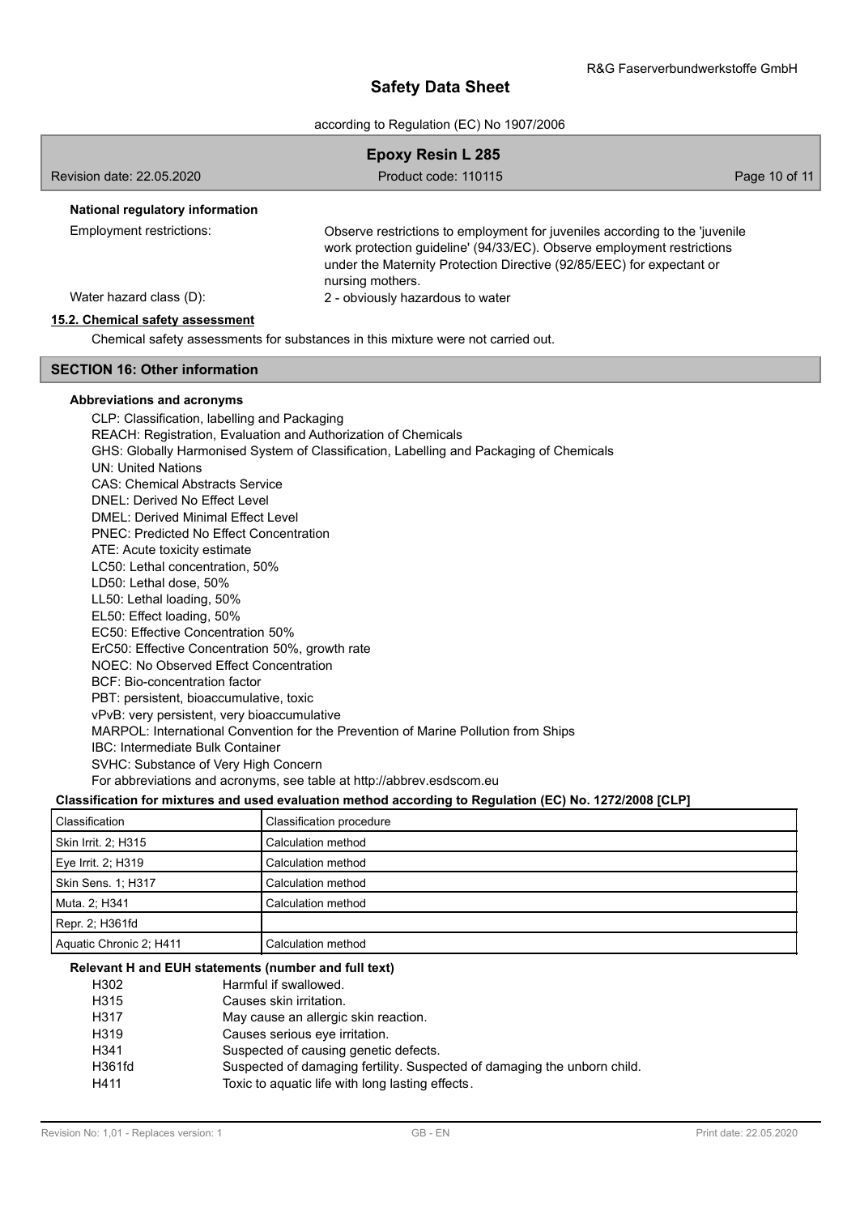**National regulatory information**

Employment restrictions: Observe restrictions to employment for juveniles according to the 'juvenile work protection guideline' (94/33/EC). Observe employment restrictions under the Maternity Protection Directive (92/85/EEC) for expectant or nursing mothers.

Water hazard class (D): 2 - obviously hazardous to water

**15.2. Chemical safety assessment**

Chemical safety assessments for substances in this mixture were not carried out.

## SECTION 16: Other information

**Abbreviations and acronyms**

CLP: Classification, labelling and Packaging
REACH: Registration, Evaluation and Authorization of Chemicals
GHS: Globally Harmonised System of Classification, Labelling and Packaging of Chemicals
UN: United Nations
CAS: Chemical Abstracts Service
DNEL: Derived No Effect Level
DMEL: Derived Minimal Effect Level
PNEC: Predicted No Effect Concentration
ATE: Acute toxicity estimate
LC50: Lethal concentration, 50%
LD50: Lethal dose, 50%
LL50: Lethal loading, 50%
EL50: Effect loading, 50%
EC50: Effective Concentration 50%
ErC50: Effective Concentration 50%, growth rate
NOEC: No Observed Effect Concentration
BCF: Bio-concentration factor
PBT: persistent, bioaccumulative, toxic
vPvB: very persistent, very bioaccumulative
MARPOL: International Convention for the Prevention of Marine Pollution from Ships
IBC: Intermediate Bulk Container
SVHC: Substance of Very High Concern
For abbreviations and acronyms, see table at http://abbrev.esdscom.eu

**Classification for mixtures and used evaluation method according to Regulation (EC) No. 1272/2008 [CLP]**

| Classification | Classification procedure |
|---|---|
| Skin Irrit. 2; H315 | Calculation method |
| Eye Irrit. 2; H319 | Calculation method |
| Skin Sens. 1; H317 | Calculation method |
| Muta. 2; H341 | Calculation method |
| Repr. 2; H361fd | |
| Aquatic Chronic 2; H411 | Calculation method |

**Relevant H and EUH statements (number and full text)**

| | |
|---|---|
| H302 | Harmful if swallowed. |
| H315 | Causes skin irritation. |
| H317 | May cause an allergic skin reaction. |
| H319 | Causes serious eye irritation. |
| H341 | Suspected of causing genetic defects. |
| H361fd | Suspected of damaging fertility. Suspected of damaging the unborn child. |
| H411 | Toxic to aquatic life with long lasting effects. |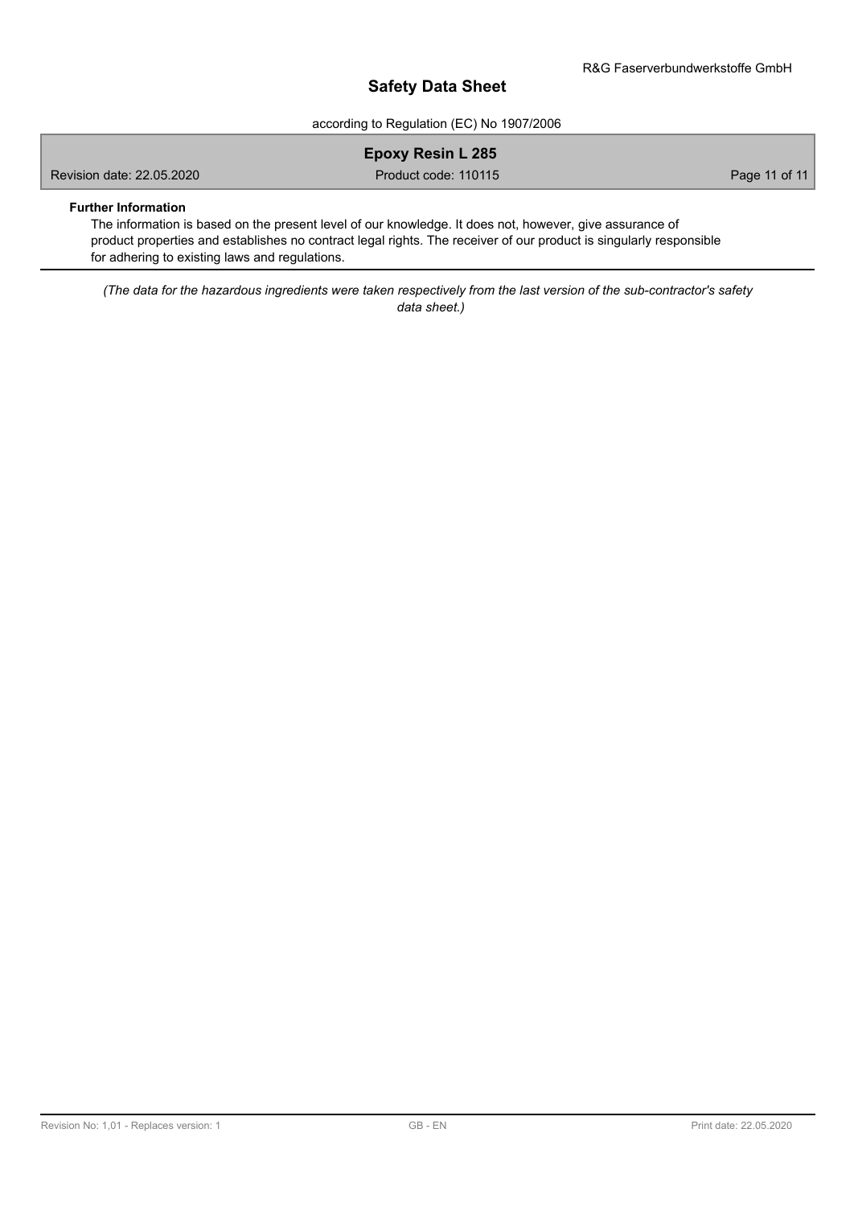**Further Information**

The information is based on the present level of our knowledge. It does not, however, give assurance of product properties and establishes no contract legal rights. The receiver of our product is singularly responsible for adhering to existing laws and regulations.

---

*(The data for the hazardous ingredients were taken respectively from the last version of the sub-contractor's safety data sheet.)*